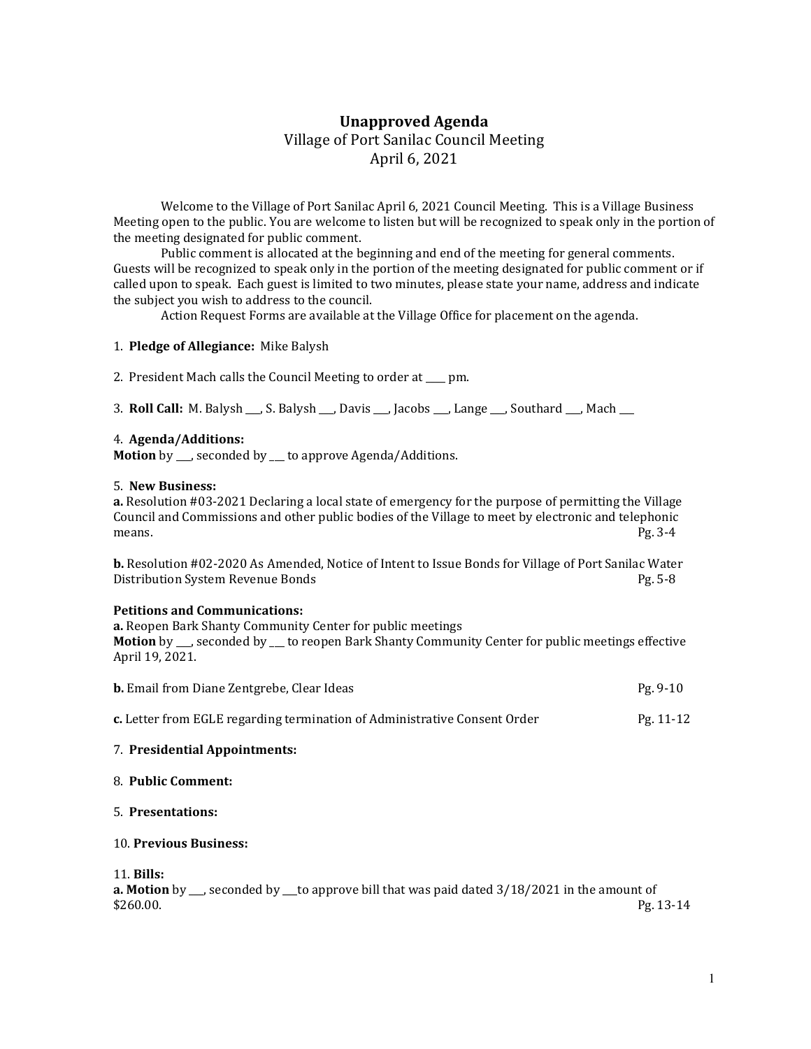# Unapproved Agenda

Village of Port Sanilac Council Meeting
April 6, 2021

Welcome to the Village of Port Sanilac April 6, 2021 Council Meeting. This is a Village Business Meeting open to the public. You are welcome to listen but will be recognized to speak only in the portion of the meeting designated for public comment.

Public comment is allocated at the beginning and end of the meeting for general comments. Guests will be recognized to speak only in the portion of the meeting designated for public comment or if called upon to speak. Each guest is limited to two minutes, please state your name, address and indicate the subject you wish to address to the council.

Action Request Forms are available at the Village Office for placement on the agenda.

1. **Pledge of Allegiance:** Mike Balysh

2. President Mach calls the Council Meeting to order at ____ pm.

3. **Roll Call:** M. Balysh ___, S. Balysh ___, Davis ___, Jacobs ___, Lange ___, Southard ___, Mach ___

4. **Agenda/Additions:**
**Motion** by ___, seconded by ___ to approve Agenda/Additions.

5. **New Business:**
**a.** Resolution #03-2021 Declaring a local state of emergency for the purpose of permitting the Village Council and Commissions and other public bodies of the Village to meet by electronic and telephonic means. Pg. 3-4

**b.** Resolution #02-2020 As Amended, Notice of Intent to Issue Bonds for Village of Port Sanilac Water Distribution System Revenue Bonds Pg. 5-8

**Petitions and Communications:**
**a.** Reopen Bark Shanty Community Center for public meetings
**Motion** by ___, seconded by ___ to reopen Bark Shanty Community Center for public meetings effective April 19, 2021.

**b.** Email from Diane Zentgrebe, Clear Ideas Pg. 9-10

**c.** Letter from EGLE regarding termination of Administrative Consent Order Pg. 11-12

7. **Presidential Appointments:**

8. **Public Comment:**

5. **Presentations:**

10. **Previous Business:**

11. **Bills:**
**a. Motion** by ___, seconded by ___to approve bill that was paid dated 3/18/2021 in the amount of $260.00. Pg. 13-14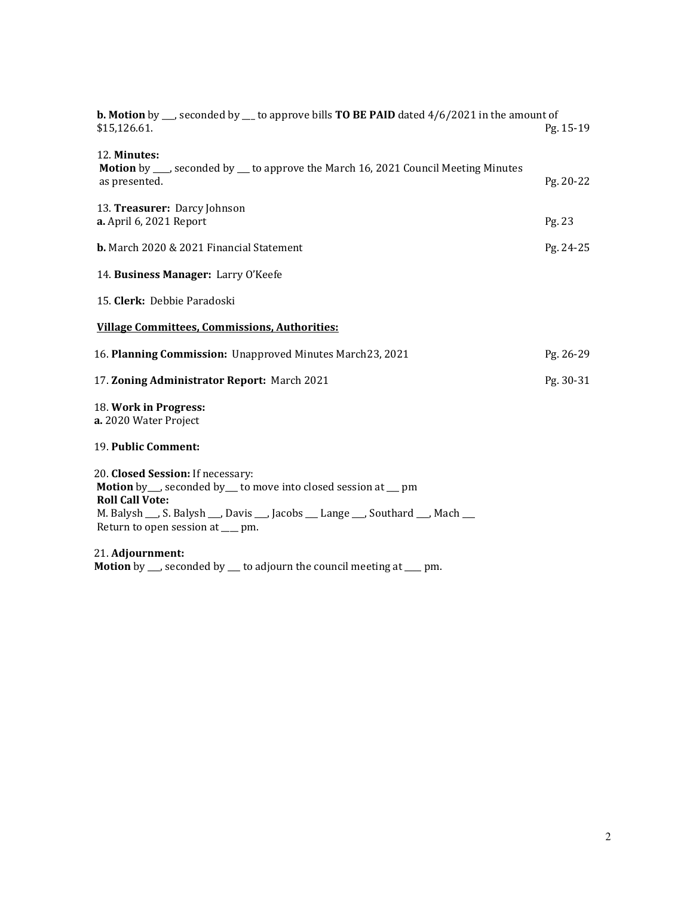**b. Motion** by ___, seconded by __ to approve bills **TO BE PAID** dated 4/6/2021 in the amount of $15,126.61. Pg. 15-19

12. **Minutes:**
**Motion** by ____, seconded by ___ to approve the March 16, 2021 Council Meeting Minutes as presented. Pg. 20-22

13. **Treasurer:** Darcy Johnson
**a.** April 6, 2021 Report Pg. 23

**b.** March 2020 & 2021 Financial Statement Pg. 24-25

14. **Business Manager:** Larry O'Keefe

15. **Clerk:** Debbie Paradoski

**Village Committees, Commissions, Authorities:**

16. **Planning Commission:** Unapproved Minutes March23, 2021 Pg. 26-29

17. **Zoning Administrator Report:** March 2021 Pg. 30-31

18. **Work in Progress:**
**a.** 2020 Water Project

19. **Public Comment:**

20. **Closed Session:** If necessary:
**Motion** by___, seconded by___ to move into closed session at ___ pm
**Roll Call Vote:**
M. Balysh ___, S. Balysh ___, Davis ___, Jacobs ___ Lange ___, Southard ___, Mach ___
Return to open session at ____ pm.

21. **Adjournment:**
**Motion** by ___, seconded by ___ to adjourn the council meeting at ____ pm.